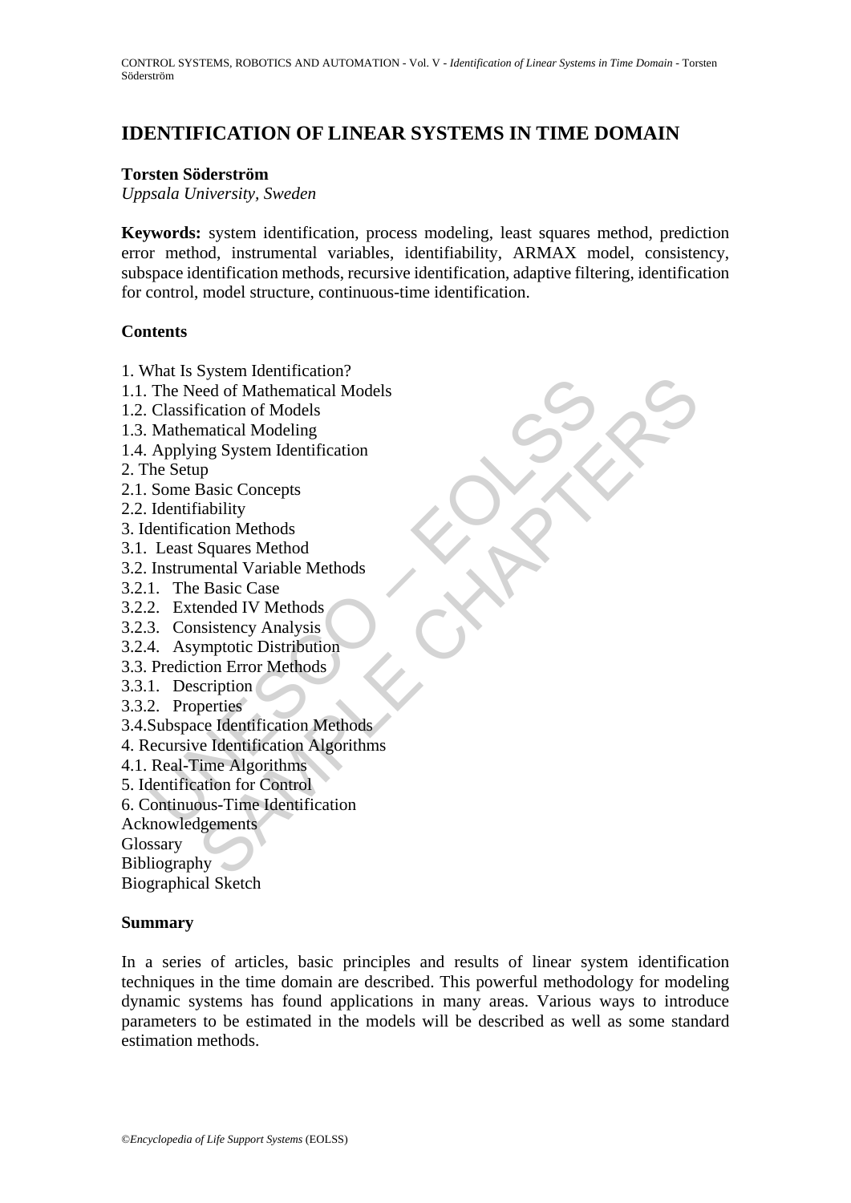# IDENTIFICATION OF LINEAR SYSTEMS IN TIME DOMAIN

**Torsten Söderström**

*Uppsala University, Sweden*

**Keywords:** system identification, process modeling, least squares method, prediction error method, instrumental variables, identifiability, ARMAX model, consistency, subspace identification methods, recursive identification, adaptive filtering, identification for control, model structure, continuous-time identification.

## Contents

1. What Is System Identification?
1.1. The Need of Mathematical Models
1.2. Classification of Models
1.3. Mathematical Modeling
1.4. Applying System Identification
2. The Setup
2.1. Some Basic Concepts
2.2. Identifiability
3. Identification Methods
3.1. Least Squares Method
3.2. Instrumental Variable Methods
3.2.1. The Basic Case
3.2.2. Extended IV Methods
3.2.3. Consistency Analysis
3.2.4. Asymptotic Distribution
3.3. Prediction Error Methods
3.3.1. Description
3.3.2. Properties
3.4. Subspace Identification Methods
4. Recursive Identification Algorithms
4.1. Real-Time Algorithms
5. Identification for Control
6. Continuous-Time Identification
Acknowledgements
Glossary
Bibliography
Biographical Sketch

## Summary

In a series of articles, basic principles and results of linear system identification techniques in the time domain are described. This powerful methodology for modeling dynamic systems has found applications in many areas. Various ways to introduce parameters to be estimated in the models will be described as well as some standard estimation methods.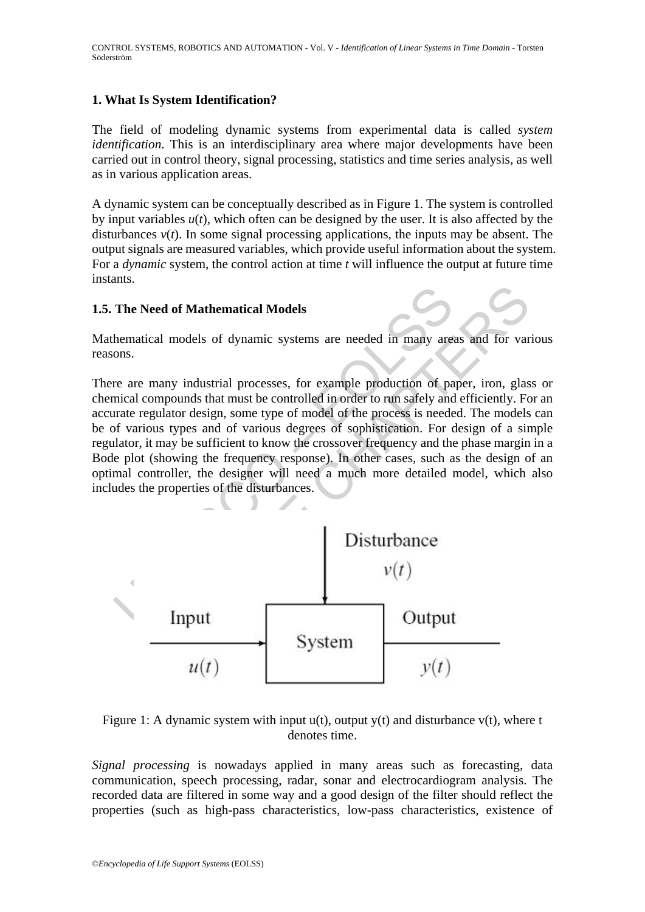## 1. What Is System Identification?

The field of modeling dynamic systems from experimental data is called *system identification*. This is an interdisciplinary area where major developments have been carried out in control theory, signal processing, statistics and time series analysis, as well as in various application areas.

A dynamic system can be conceptually described as in Figure 1. The system is controlled by input variables $u(t)$, which often can be designed by the user. It is also affected by the disturbances $v(t)$. In some signal processing applications, the inputs may be absent. The output signals are measured variables, which provide useful information about the system. For a *dynamic* system, the control action at time $t$ will influence the output at future time instants.

### 1.5. The Need of Mathematical Models

Mathematical models of dynamic systems are needed in many areas and for various reasons.

There are many industrial processes, for example production of paper, iron, glass or chemical compounds that must be controlled in order to run safely and efficiently. For an accurate regulator design, some type of model of the process is needed. The models can be of various types and of various degrees of sophistication. For design of a simple regulator, it may be sufficient to know the crossover frequency and the phase margin in a Bode plot (showing the frequency response). In other cases, such as the design of an optimal controller, the designer will need a much more detailed model, which also includes the properties of the disturbances.

Figure 1: A dynamic system with input u(t), output y(t) and disturbance v(t), where t denotes time.

*Signal processing* is nowadays applied in many areas such as forecasting, data communication, speech processing, radar, sonar and electrocardiogram analysis. The recorded data are filtered in some way and a good design of the filter should reflect the properties (such as high-pass characteristics, low-pass characteristics, existence of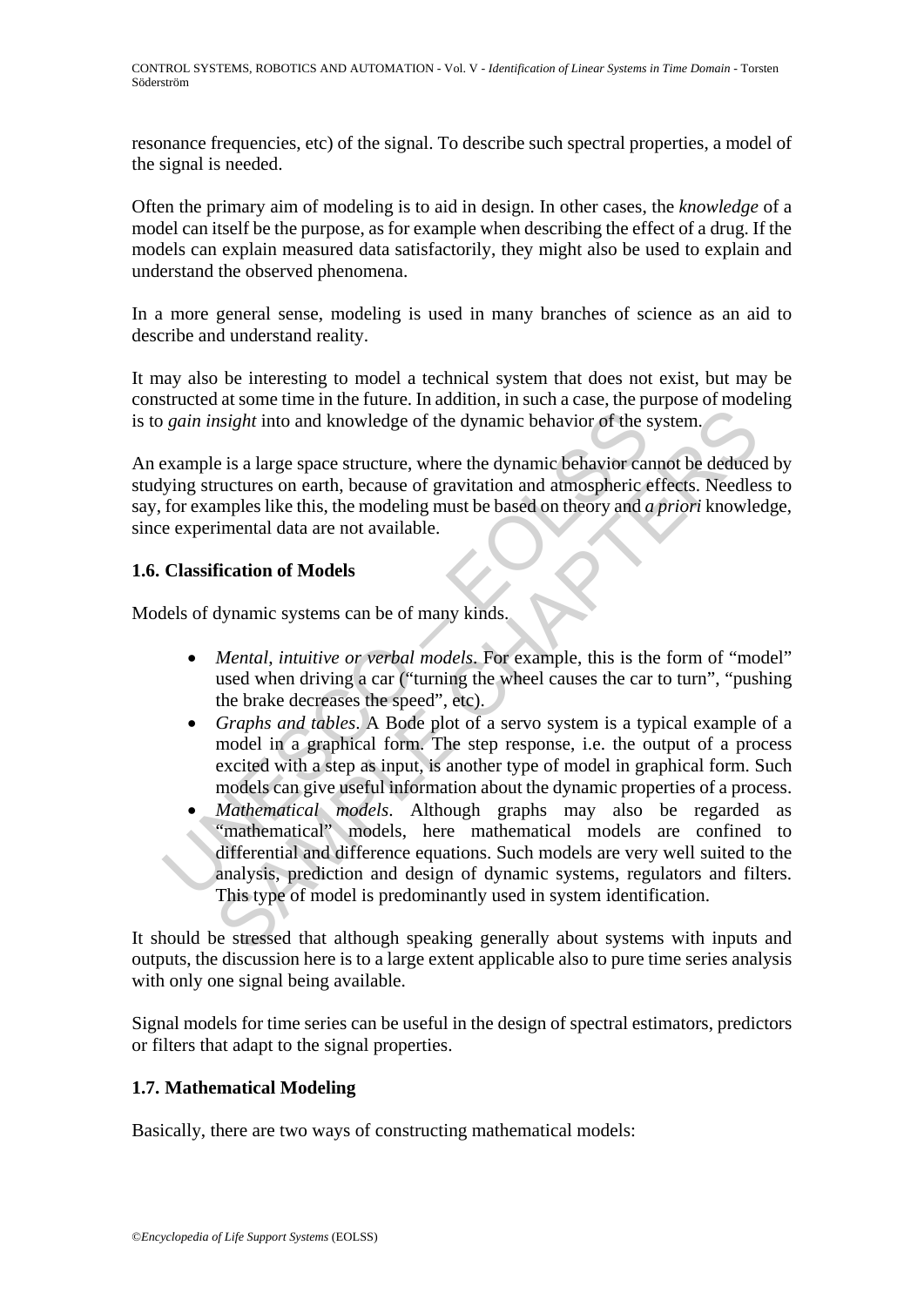resonance frequencies, etc) of the signal. To describe such spectral properties, a model of the signal is needed.

Often the primary aim of modeling is to aid in design. In other cases, the *knowledge* of a model can itself be the purpose, as for example when describing the effect of a drug. If the models can explain measured data satisfactorily, they might also be used to explain and understand the observed phenomena.

In a more general sense, modeling is used in many branches of science as an aid to describe and understand reality.

It may also be interesting to model a technical system that does not exist, but may be constructed at some time in the future. In addition, in such a case, the purpose of modeling is to *gain insight* into and knowledge of the dynamic behavior of the system.

An example is a large space structure, where the dynamic behavior cannot be deduced by studying structures on earth, because of gravitation and atmospheric effects. Needless to say, for examples like this, the modeling must be based on theory and *a priori* knowledge, since experimental data are not available.

### 1.6. Classification of Models

Models of dynamic systems can be of many kinds.

- *Mental, intuitive or verbal models*. For example, this is the form of "model" used when driving a car ("turning the wheel causes the car to turn", "pushing the brake decreases the speed", etc).
- *Graphs and tables*. A Bode plot of a servo system is a typical example of a model in a graphical form. The step response, i.e. the output of a process excited with a step as input, is another type of model in graphical form. Such models can give useful information about the dynamic properties of a process.
- *Mathematical models*. Although graphs may also be regarded as "mathematical" models, here mathematical models are confined to differential and difference equations. Such models are very well suited to the analysis, prediction and design of dynamic systems, regulators and filters. This type of model is predominantly used in system identification.

It should be stressed that although speaking generally about systems with inputs and outputs, the discussion here is to a large extent applicable also to pure time series analysis with only one signal being available.

Signal models for time series can be useful in the design of spectral estimators, predictors or filters that adapt to the signal properties.

### 1.7. Mathematical Modeling

Basically, there are two ways of constructing mathematical models: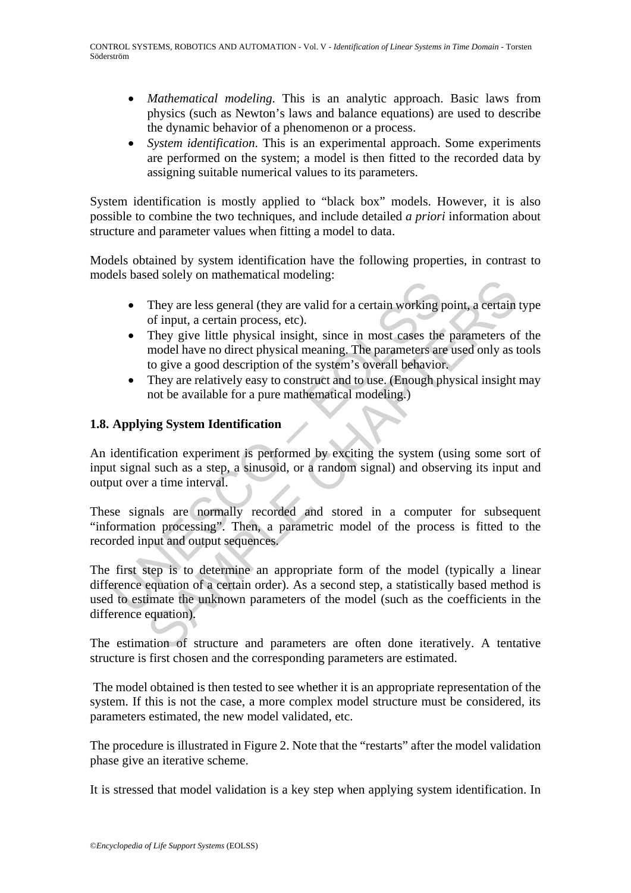- *Mathematical modeling*. This is an analytic approach. Basic laws from physics (such as Newton's laws and balance equations) are used to describe the dynamic behavior of a phenomenon or a process.
- *System identification*. This is an experimental approach. Some experiments are performed on the system; a model is then fitted to the recorded data by assigning suitable numerical values to its parameters.

System identification is mostly applied to "black box" models. However, it is also possible to combine the two techniques, and include detailed *a priori* information about structure and parameter values when fitting a model to data.

Models obtained by system identification have the following properties, in contrast to models based solely on mathematical modeling:

- They are less general (they are valid for a certain working point, a certain type of input, a certain process, etc).
- They give little physical insight, since in most cases the parameters of the model have no direct physical meaning. The parameters are used only as tools to give a good description of the system's overall behavior.
- They are relatively easy to construct and to use. (Enough physical insight may not be available for a pure mathematical modeling.)

## 1.8. Applying System Identification

An identification experiment is performed by exciting the system (using some sort of input signal such as a step, a sinusoid, or a random signal) and observing its input and output over a time interval.

These signals are normally recorded and stored in a computer for subsequent "information processing". Then, a parametric model of the process is fitted to the recorded input and output sequences.

The first step is to determine an appropriate form of the model (typically a linear difference equation of a certain order). As a second step, a statistically based method is used to estimate the unknown parameters of the model (such as the coefficients in the difference equation).

The estimation of structure and parameters are often done iteratively. A tentative structure is first chosen and the corresponding parameters are estimated.

The model obtained is then tested to see whether it is an appropriate representation of the system. If this is not the case, a more complex model structure must be considered, its parameters estimated, the new model validated, etc.

The procedure is illustrated in Figure 2. Note that the "restarts" after the model validation phase give an iterative scheme.

It is stressed that model validation is a key step when applying system identification. In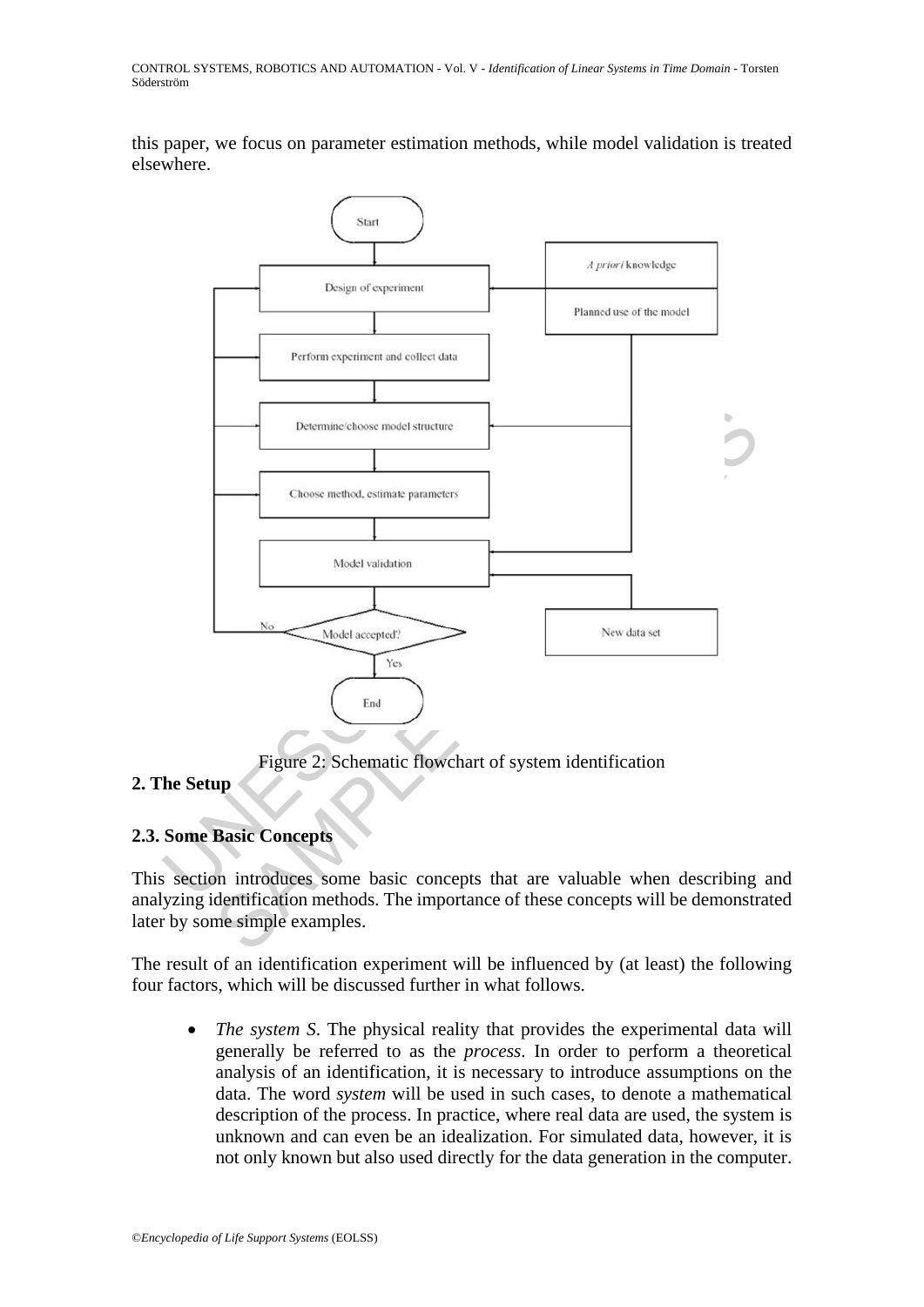this paper, we focus on parameter estimation methods, while model validation is treated elsewhere.

Figure 2: Schematic flowchart of system identification

## 2. The Setup

### 2.3. Some Basic Concepts

This section introduces some basic concepts that are valuable when describing and analyzing identification methods. The importance of these concepts will be demonstrated later by some simple examples.

The result of an identification experiment will be influenced by (at least) the following four factors, which will be discussed further in what follows.

- *The system S*. The physical reality that provides the experimental data will generally be referred to as the *process*. In order to perform a theoretical analysis of an identification, it is necessary to introduce assumptions on the data. The word *system* will be used in such cases, to denote a mathematical description of the process. In practice, where real data are used, the system is unknown and can even be an idealization. For simulated data, however, it is not only known but also used directly for the data generation in the computer.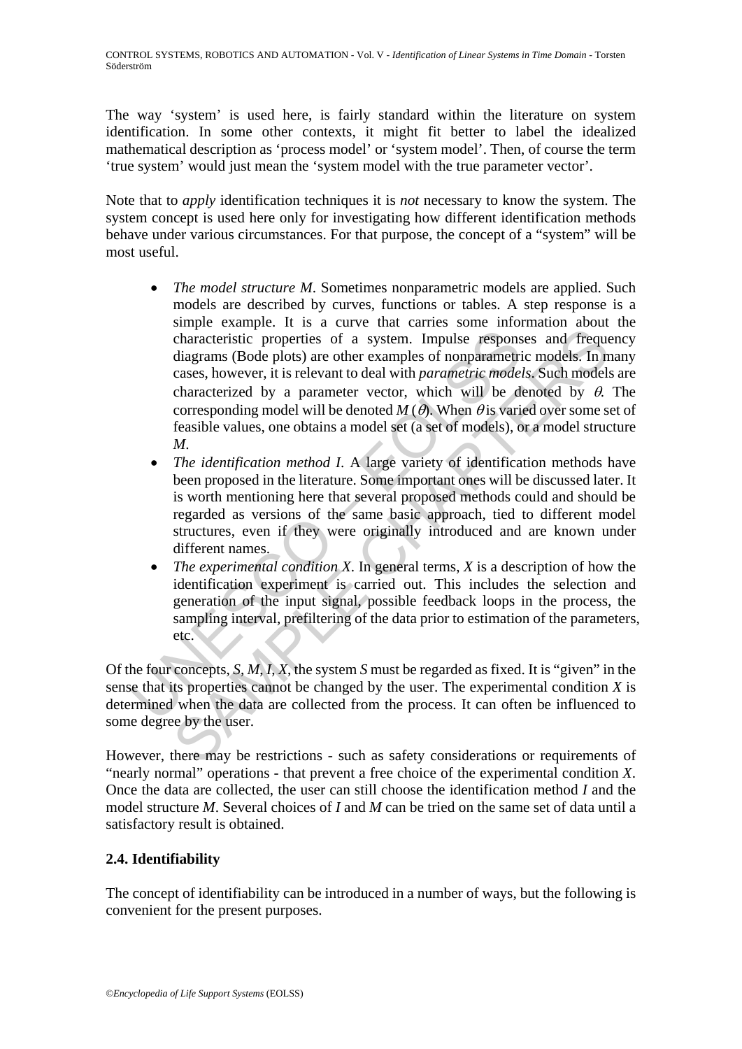The way 'system' is used here, is fairly standard within the literature on system identification. In some other contexts, it might fit better to label the idealized mathematical description as 'process model' or 'system model'. Then, of course the term 'true system' would just mean the 'system model with the true parameter vector'.

Note that to *apply* identification techniques it is *not* necessary to know the system. The system concept is used here only for investigating how different identification methods behave under various circumstances. For that purpose, the concept of a "system" will be most useful.

- *The model structure M*. Sometimes nonparametric models are applied. Such models are described by curves, functions or tables. A step response is a simple example. It is a curve that carries some information about the characteristic properties of a system. Impulse responses and frequency diagrams (Bode plots) are other examples of nonparametric models. In many cases, however, it is relevant to deal with *parametric models*. Such models are characterized by a parameter vector, which will be denoted by $\theta$. The corresponding model will be denoted $M(\theta)$. When $\theta$ is varied over some set of feasible values, one obtains a model set (a set of models), or a model structure $M$.
- *The identification method I*. A large variety of identification methods have been proposed in the literature. Some important ones will be discussed later. It is worth mentioning here that several proposed methods could and should be regarded as versions of the same basic approach, tied to different model structures, even if they were originally introduced and are known under different names.
- *The experimental condition X*. In general terms, $X$ is a description of how the identification experiment is carried out. This includes the selection and generation of the input signal, possible feedback loops in the process, the sampling interval, prefiltering of the data prior to estimation of the parameters, etc.

Of the four concepts, $S$, $M$, $I$, $X$, the system $S$ must be regarded as fixed. It is "given" in the sense that its properties cannot be changed by the user. The experimental condition $X$ is determined when the data are collected from the process. It can often be influenced to some degree by the user.

However, there may be restrictions - such as safety considerations or requirements of "nearly normal" operations - that prevent a free choice of the experimental condition $X$. Once the data are collected, the user can still choose the identification method $I$ and the model structure $M$. Several choices of $I$ and $M$ can be tried on the same set of data until a satisfactory result is obtained.

### 2.4. Identifiability

The concept of identifiability can be introduced in a number of ways, but the following is convenient for the present purposes.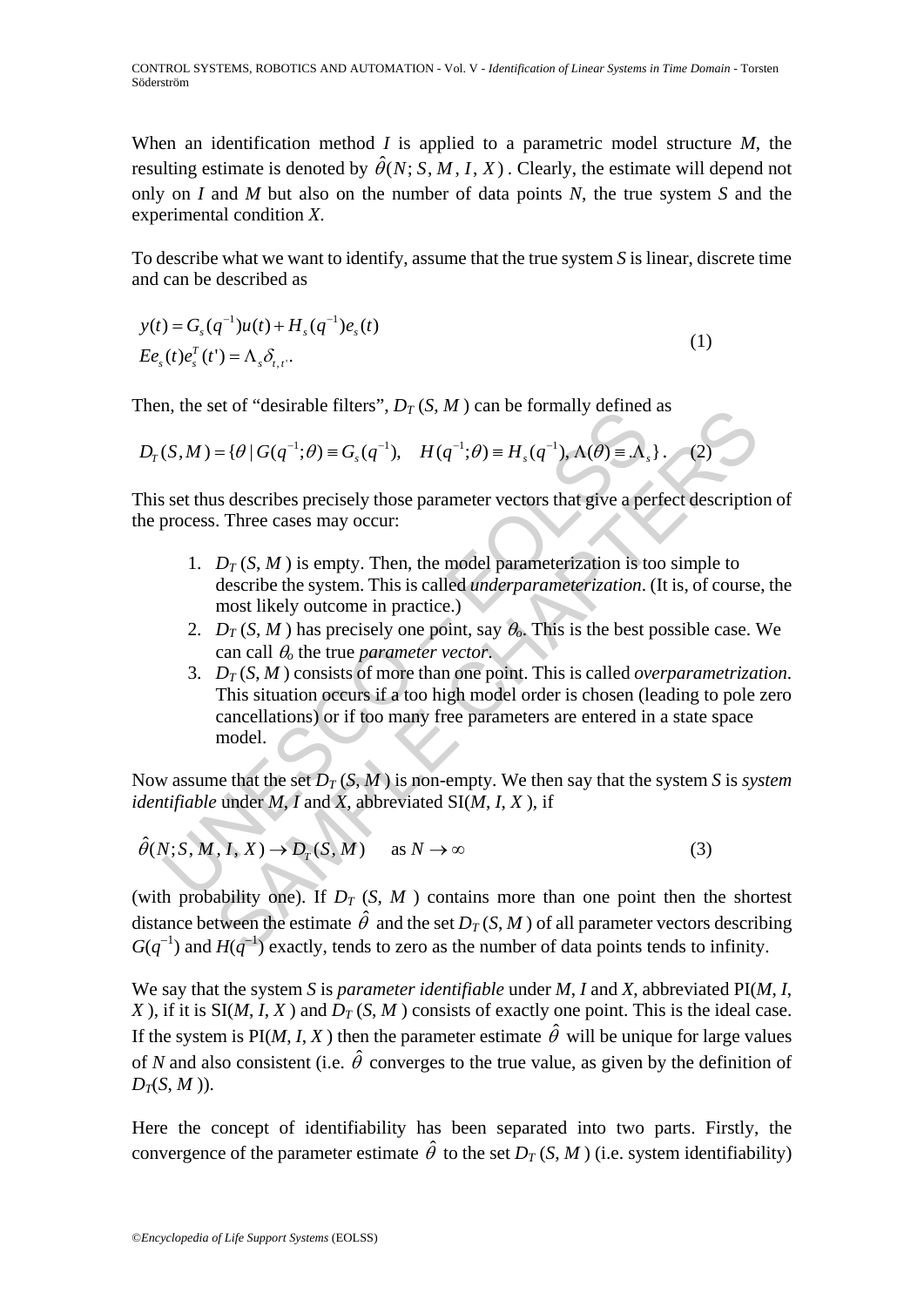When an identification method $I$ is applied to a parametric model structure $M$, the resulting estimate is denoted by $\hat{\theta}(N; S, M, I, X)$. Clearly, the estimate will depend not only on $I$ and $M$ but also on the number of data points $N$, the true system $S$ and the experimental condition $X$.

To describe what we want to identify, assume that the true system $S$ is linear, discrete time and can be described as

$$
\begin{aligned}
& y(t) = G_s(q^{-1})u(t) + H_s(q^{-1})e_s(t) \\
& Ee_s(t)e_s^T(t') = \Lambda_s \delta_{t,t'}.
\end{aligned} \tag{1}
$$

Then, the set of "desirable filters", $D_T(S, M)$ can be formally defined as

$$
D_T(S,M) = \{\theta \mid G(q^{-1};\theta) \equiv G_s(q^{-1}), \quad H(q^{-1};\theta) \equiv H_s(q^{-1}), \Lambda(\theta) \equiv \Lambda_s\}. \tag{2}
$$

This set thus describes precisely those parameter vectors that give a perfect description of the process. Three cases may occur:

1. $D_T(S, M)$ is empty. Then, the model parameterization is too simple to describe the system. This is called *underparameterization*. (It is, of course, the most likely outcome in practice.)
2. $D_T(S, M)$ has precisely one point, say $\theta_o$. This is the best possible case. We can call $\theta_o$ the true *parameter vector*.
3. $D_T(S, M)$ consists of more than one point. This is called *overparametrization*. This situation occurs if a too high model order is chosen (leading to pole zero cancellations) or if too many free parameters are entered in a state space model.

Now assume that the set $D_T(S, M)$ is non-empty. We then say that the system $S$ is *system identifiable* under $M$, $I$ and $X$, abbreviated SI($M$, $I$, $X$), if

$$
\hat{\theta}(N; S, M, I, X) \to D_T(S, M) \qquad \text{as } N \to \infty \tag{3}
$$

(with probability one). If $D_T(S, M)$ contains more than one point then the shortest distance between the estimate $\hat{\theta}$ and the set $D_T(S, M)$ of all parameter vectors describing $G(q^{-1})$ and $H(q^{-1})$ exactly, tends to zero as the number of data points tends to infinity.

We say that the system $S$ is *parameter identifiable* under $M$, $I$ and $X$, abbreviated PI($M$, $I$, $X$), if it is SI($M$, $I$, $X$) and $D_T(S, M)$ consists of exactly one point. This is the ideal case. If the system is PI($M$, $I$, $X$) then the parameter estimate $\hat{\theta}$ will be unique for large values of $N$ and also consistent (i.e. $\hat{\theta}$ converges to the true value, as given by the definition of $D_T(S, M)$).

Here the concept of identifiability has been separated into two parts. Firstly, the convergence of the parameter estimate $\hat{\theta}$ to the set $D_T(S, M)$ (i.e. system identifiability)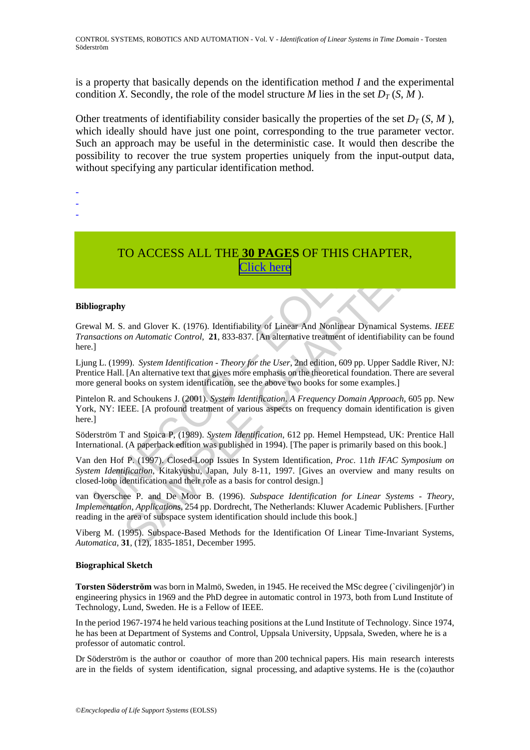is a property that basically depends on the identification method $I$ and the experimental condition $X$. Secondly, the role of the model structure $M$ lies in the set $D_T(S, M)$.

Other treatments of identifiability consider basically the properties of the set $D_T(S, M)$, which ideally should have just one point, corresponding to the true parameter vector. Such an approach may be useful in the deterministic case. It would then describe the possibility to recover the true system properties uniquely from the input-output data, without specifying any particular identification method.

-
-
-

TO ACCESS ALL THE **30 PAGES** OF THIS CHAPTER,
Click here

**Bibliography**

Grewal M. S. and Glover K. (1976). Identifiability of Linear And Nonlinear Dynamical Systems. *IEEE Transactions on Automatic Control*, **21**, 833-837. [An alternative treatment of identifiability can be found here.]

Ljung L. (1999). *System Identification - Theory for the User*, 2nd edition, 609 pp. Upper Saddle River, NJ: Prentice Hall. [An alternative text that gives more emphasis on the theoretical foundation. There are several more general books on system identification, see the above two books for some examples.]

Pintelon R. and Schoukens J. (2001). *System Identification. A Frequency Domain Approach*, 605 pp. New York, NY: IEEE. [A profound treatment of various aspects on frequency domain identification is given here.]

Söderström T and Stoica P, (1989). *System Identification*, 612 pp. Hemel Hempstead, UK: Prentice Hall International. (A paperback edition was published in 1994). [The paper is primarily based on this book.]

Van den Hof P. (1997). Closed-Loop Issues In System Identification, *Proc*. 11*th IFAC Symposium on System Identification*, Kitakyushu, Japan, July 8-11, 1997. [Gives an overview and many results on closed-loop identification and their role as a basis for control design.]

van Overschee P. and De Moor B. (1996). *Subspace Identification for Linear Systems - Theory, Implementation, Applications*, 254 pp. Dordrecht, The Netherlands: Kluwer Academic Publishers. [Further reading in the area of subspace system identification should include this book.]

Viberg M. (1995). Subspace-Based Methods for the Identification Of Linear Time-Invariant Systems, *Automatica*, **31**, (12), 1835-1851, December 1995.

**Biographical Sketch**

**Torsten Söderström** was born in Malmö, Sweden, in 1945. He received the MSc degree (`civilingenjör') in engineering physics in 1969 and the PhD degree in automatic control in 1973, both from Lund Institute of Technology, Lund, Sweden. He is a Fellow of IEEE.

In the period 1967-1974 he held various teaching positions at the Lund Institute of Technology. Since 1974, he has been at Department of Systems and Control, Uppsala University, Uppsala, Sweden, where he is a professor of automatic control.

Dr Söderström is the author or coauthor of more than 200 technical papers. His main research interests are in the fields of system identification, signal processing, and adaptive systems. He is the (co)author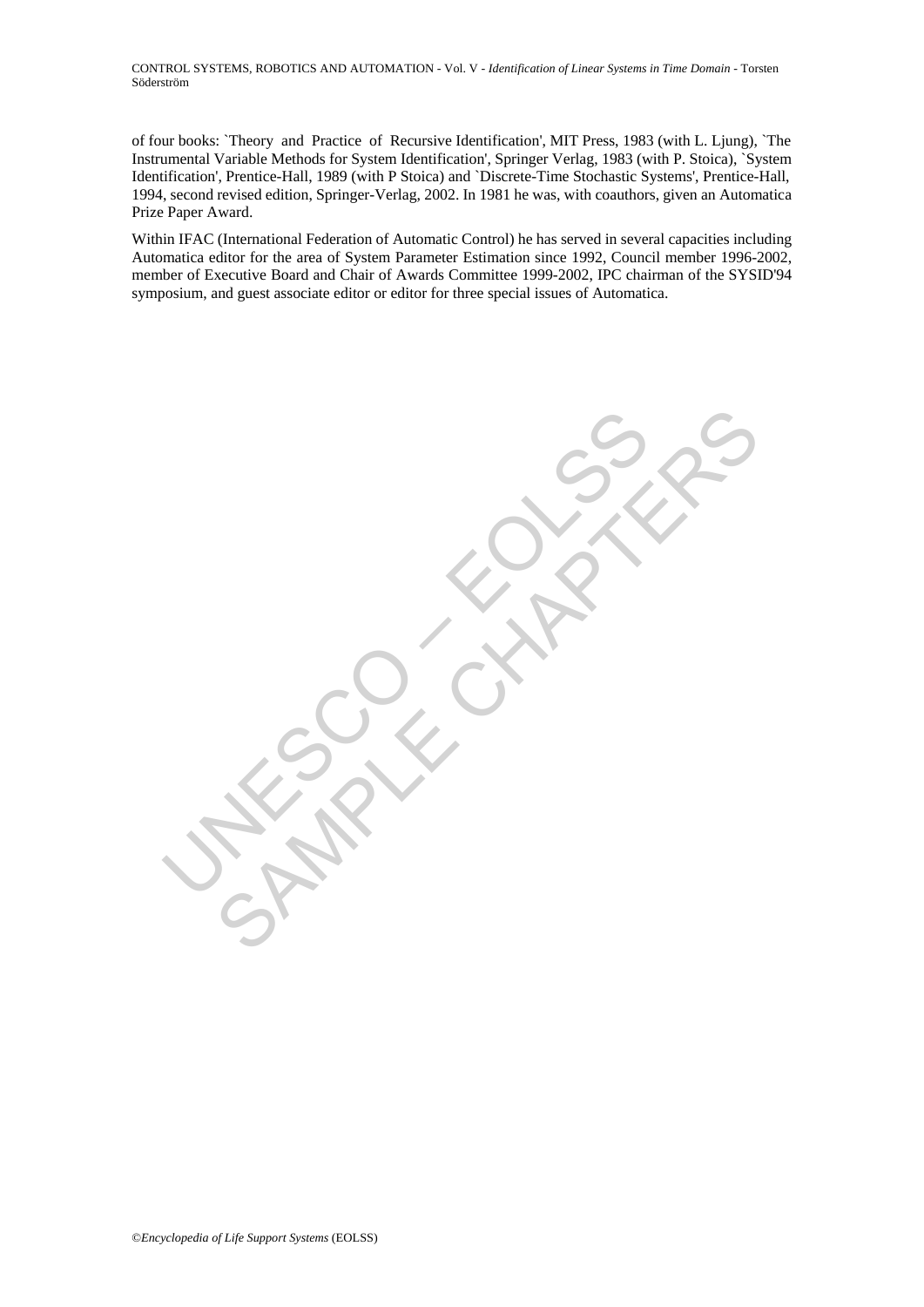of four books: `Theory and Practice of Recursive Identification', MIT Press, 1983 (with L. Ljung), `The Instrumental Variable Methods for System Identification', Springer Verlag, 1983 (with P. Stoica), `System Identification', Prentice-Hall, 1989 (with P Stoica) and `Discrete-Time Stochastic Systems', Prentice-Hall, 1994, second revised edition, Springer-Verlag, 2002. In 1981 he was, with coauthors, given an Automatica Prize Paper Award.

Within IFAC (International Federation of Automatic Control) he has served in several capacities including Automatica editor for the area of System Parameter Estimation since 1992, Council member 1996-2002, member of Executive Board and Chair of Awards Committee 1999-2002, IPC chairman of the SYSID'94 symposium, and guest associate editor or editor for three special issues of Automatica.